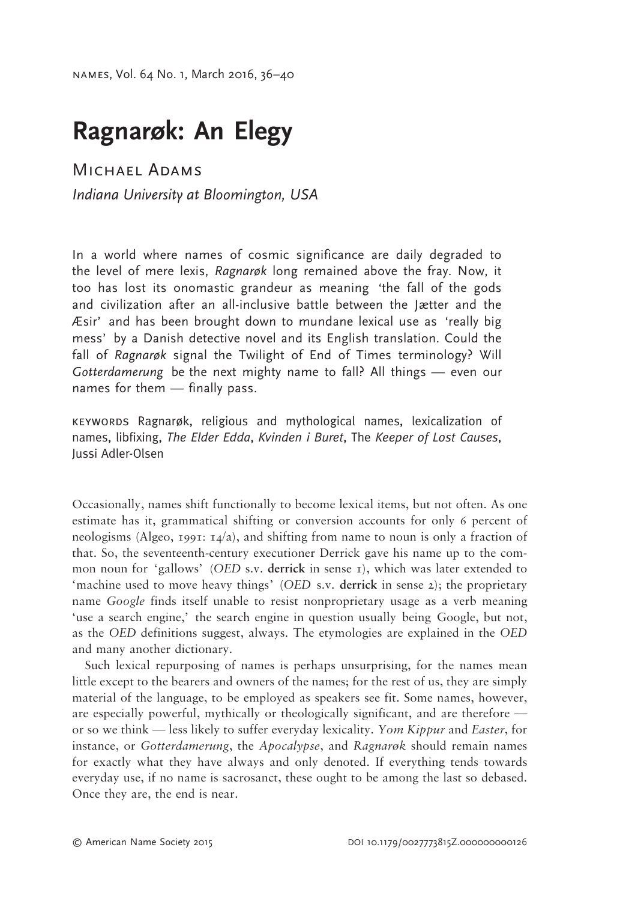# Ragnarøk: An Elegy

Michael Adams

*Indiana University at Bloomington, USA*

In a world where names of cosmic significance are daily degraded to the level of mere lexis, *Ragnarøk* long remained above the fray. Now, it too has lost its onomastic grandeur as meaning 'the fall of the gods and civilization after an all-inclusive battle between the Jætter and the Æsir' and has been brought down to mundane lexical use as 'really big mess' by a Danish detective novel and its English translation. Could the fall of *Ragnarøk* signal the Twilight of End of Times terminology? Will *Gotterdamerung* be the next mighty name to fall? All things — even our names for them — finally pass.

KEYWORDS Ragnarøk, religious and mythological names, lexicalization of names, libfixing, *The Elder Edda*, *Kvinden i Buret*, The *Keeper of Lost Causes*, Jussi Adler-Olsen

Occasionally, names shift functionally to become lexical items, but not often. As one estimate has it, grammatical shifting or conversion accounts for only 6 percent of neologisms (Algeo, 1991: 14/a), and shifting from name to noun is only a fraction of that. So, the seventeenth-century executioner Derrick gave his name up to the common noun for 'gallows' (*OED* s.v. **derrick** in sense 1), which was later extended to 'machine used to move heavy things' (*OED* s.v. **derrick** in sense 2); the proprietary name *Google* finds itself unable to resist nonproprietary usage as a verb meaning 'use a search engine,' the search engine in question usually being Google, but not, as the *OED* definitions suggest, always. The etymologies are explained in the *OED* and many another dictionary.

Such lexical repurposing of names is perhaps unsurprising, for the names mean little except to the bearers and owners of the names; for the rest of us, they are simply material of the language, to be employed as speakers see fit. Some names, however, are especially powerful, mythically or theologically significant, and are therefore — or so we think — less likely to suffer everyday lexicality. *Yom Kippur* and *Easter*, for instance, or *Gotterdamerung*, the *Apocalypse*, and *Ragnarøk* should remain names for exactly what they have always and only denoted. If everything tends towards everyday use, if no name is sacrosanct, these ought to be among the last so debased. Once they are, the end is near.

© American Name Society 2015 DOI 10.1179/0027773815Z.000000000126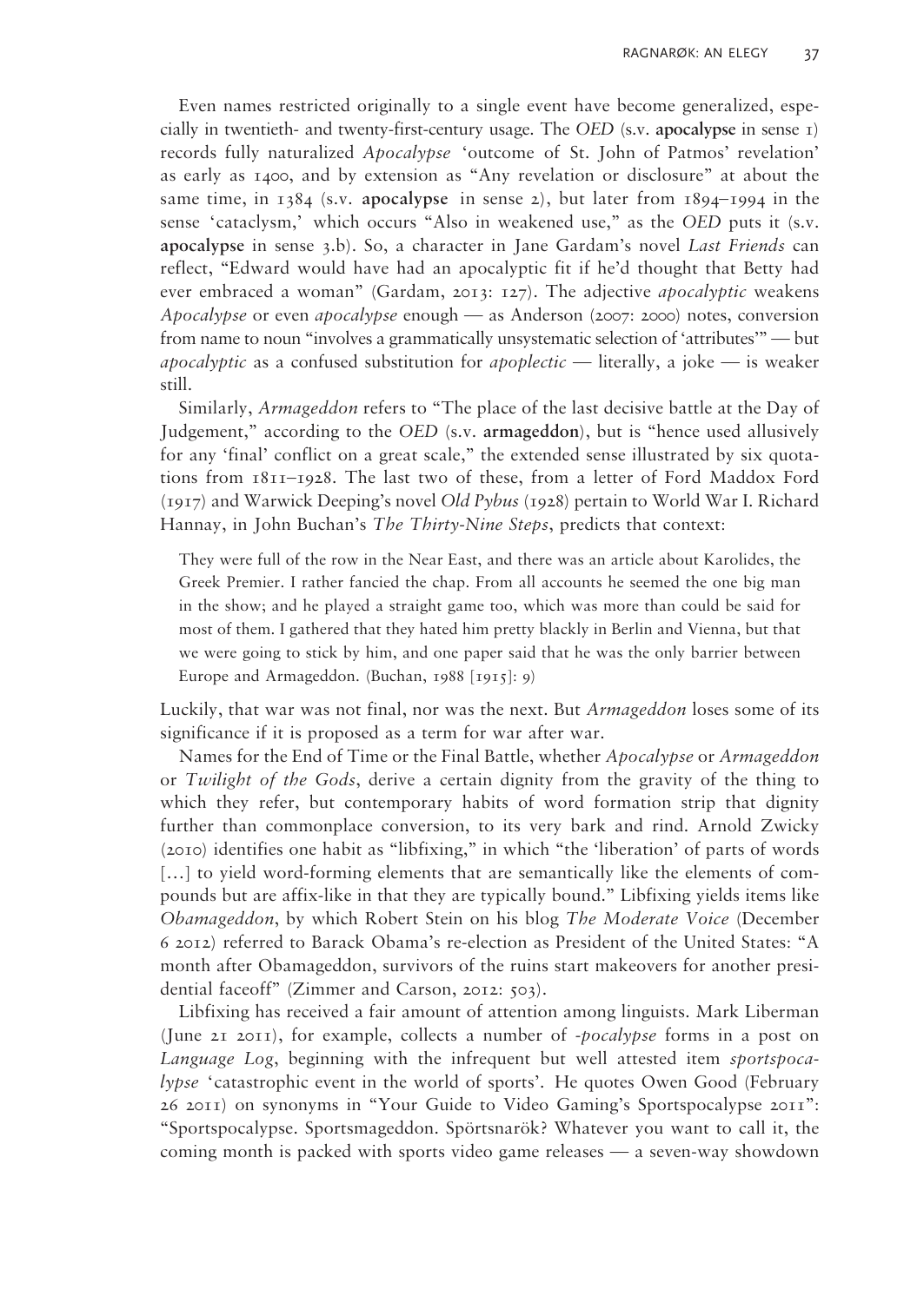Even names restricted originally to a single event have become generalized, especially in twentieth- and twenty-first-century usage. The *OED* (s.v. **apocalypse** in sense 1) records fully naturalized *Apocalypse* 'outcome of St. John of Patmos' revelation' as early as 1400, and by extension as "Any revelation or disclosure" at about the same time, in 1384 (s.v. **apocalypse** in sense 2), but later from 1894–1994 in the sense 'cataclysm,' which occurs "Also in weakened use," as the *OED* puts it (s.v. **apocalypse** in sense 3.b). So, a character in Jane Gardam's novel *Last Friends* can reflect, "Edward would have had an apocalyptic fit if he'd thought that Betty had ever embraced a woman" (Gardam, 2013: 127). The adjective *apocalyptic* weakens *Apocalypse* or even *apocalypse* enough — as Anderson (2007: 2000) notes, conversion from name to noun "involves a grammatically unsystematic selection of 'attributes'" — but *apocalyptic* as a confused substitution for *apoplectic* — literally, a joke — is weaker still.

Similarly, *Armageddon* refers to "The place of the last decisive battle at the Day of Judgement," according to the *OED* (s.v. **armageddon**), but is "hence used allusively for any 'final' conflict on a great scale," the extended sense illustrated by six quotations from 1811–1928. The last two of these, from a letter of Ford Maddox Ford (1917) and Warwick Deeping's novel *Old Pybus* (1928) pertain to World War I. Richard Hannay, in John Buchan's *The Thirty-Nine Steps*, predicts that context:

> They were full of the row in the Near East, and there was an article about Karolides, the Greek Premier. I rather fancied the chap. From all accounts he seemed the one big man in the show; and he played a straight game too, which was more than could be said for most of them. I gathered that they hated him pretty blackly in Berlin and Vienna, but that we were going to stick by him, and one paper said that he was the only barrier between Europe and Armageddon. (Buchan, 1988 [1915]: 9)

Luckily, that war was not final, nor was the next. But *Armageddon* loses some of its significance if it is proposed as a term for war after war.

Names for the End of Time or the Final Battle, whether *Apocalypse* or *Armageddon* or *Twilight of the Gods*, derive a certain dignity from the gravity of the thing to which they refer, but contemporary habits of word formation strip that dignity further than commonplace conversion, to its very bark and rind. Arnold Zwicky (2010) identifies one habit as "libfixing," in which "the 'liberation' of parts of words [...] to yield word-forming elements that are semantically like the elements of compounds but are affix-like in that they are typically bound." Libfixing yields items like *Obamageddon*, by which Robert Stein on his blog *The Moderate Voice* (December 6 2012) referred to Barack Obama's re-election as President of the United States: "A month after Obamageddon, survivors of the ruins start makeovers for another presidential faceoff" (Zimmer and Carson, 2012: 503).

Libfixing has received a fair amount of attention among linguists. Mark Liberman (June 21 2011), for example, collects a number of *-pocalypse* forms in a post on *Language Log*, beginning with the infrequent but well attested item *sportspocalypse* 'catastrophic event in the world of sports'. He quotes Owen Good (February 26 2011) on synonyms in "Your Guide to Video Gaming's Sportspocalypse 2011": "Sportspocalypse. Sportsmageddon. Spörtsnarök? Whatever you want to call it, the coming month is packed with sports video game releases — a seven-way showdown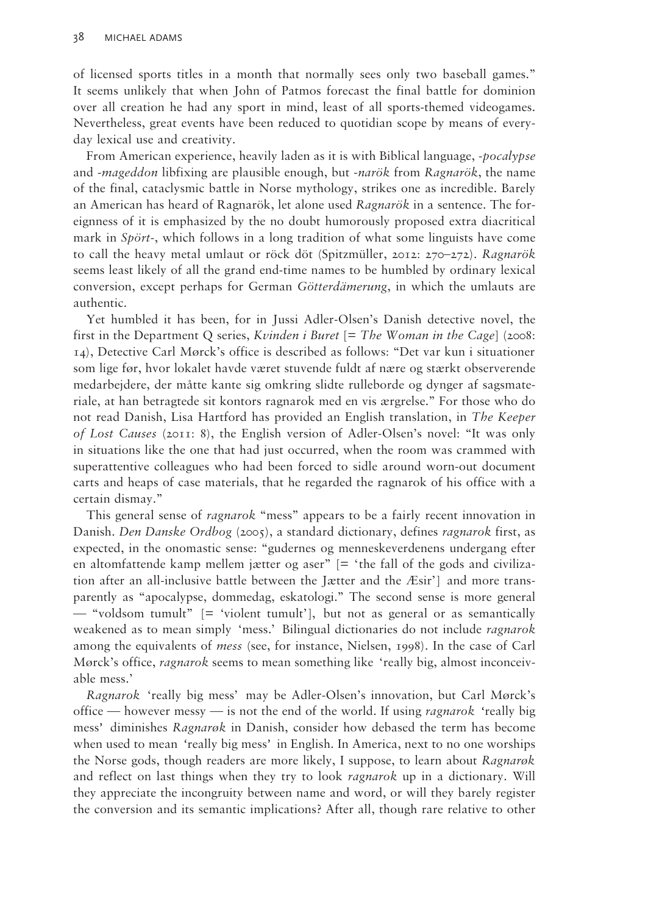of licensed sports titles in a month that normally sees only two baseball games." It seems unlikely that when John of Patmos forecast the final battle for dominion over all creation he had any sport in mind, least of all sports-themed videogames. Nevertheless, great events have been reduced to quotidian scope by means of everyday lexical use and creativity.

From American experience, heavily laden as it is with Biblical language, *-pocalypse* and *-mageddon* libfixing are plausible enough, but *-narök* from *Ragnarök*, the name of the final, cataclysmic battle in Norse mythology, strikes one as incredible. Barely an American has heard of Ragnarök, let alone used *Ragnarök* in a sentence. The foreignness of it is emphasized by the no doubt humorously proposed extra diacritical mark in *Spört-*, which follows in a long tradition of what some linguists have come to call the heavy metal umlaut or röck döt (Spitzmüller, 2012: 270–272). *Ragnarök* seems least likely of all the grand end-time names to be humbled by ordinary lexical conversion, except perhaps for German *Götterdämerung*, in which the umlauts are authentic.

Yet humbled it has been, for in Jussi Adler-Olsen's Danish detective novel, the first in the Department Q series, *Kvinden i Buret* [= *The Woman in the Cage*] (2008: 14), Detective Carl Mørck's office is described as follows: "Det var kun i situationer som lige før, hvor lokalet havde været stuvende fuldt af nære og stærkt observerende medarbejdere, der måtte kante sig omkring slidte rulleborde og dynger af sagsmateriale, at han betragtede sit kontors ragnarok med en vis ærgrelse." For those who do not read Danish, Lisa Hartford has provided an English translation, in *The Keeper of Lost Causes* (2011: 8), the English version of Adler-Olsen's novel: "It was only in situations like the one that had just occurred, when the room was crammed with superattentive colleagues who had been forced to sidle around worn-out document carts and heaps of case materials, that he regarded the ragnarok of his office with a certain dismay."

This general sense of *ragnarok* "mess" appears to be a fairly recent innovation in Danish. *Den Danske Ordbog* (2005), a standard dictionary, defines *ragnarok* first, as expected, in the onomastic sense: "gudernes og menneskeverdenens undergang efter en altomfattende kamp mellem jætter og aser" [= 'the fall of the gods and civilization after an all-inclusive battle between the Jætter and the Æsir'] and more transparently as "apocalypse, dommedag, eskatologi." The second sense is more general — "voldsom tumult" [= 'violent tumult'], but not as general or as semantically weakened as to mean simply 'mess.' Bilingual dictionaries do not include *ragnarok* among the equivalents of *mess* (see, for instance, Nielsen, 1998). In the case of Carl Mørck's office, *ragnarok* seems to mean something like 'really big, almost inconceivable mess.'

*Ragnarok* 'really big mess' may be Adler-Olsen's innovation, but Carl Mørck's office — however messy — is not the end of the world. If using *ragnarok* 'really big mess' diminishes *Ragnarøk* in Danish, consider how debased the term has become when used to mean 'really big mess' in English. In America, next to no one worships the Norse gods, though readers are more likely, I suppose, to learn about *Ragnarøk* and reflect on last things when they try to look *ragnarok* up in a dictionary. Will they appreciate the incongruity between name and word, or will they barely register the conversion and its semantic implications? After all, though rare relative to other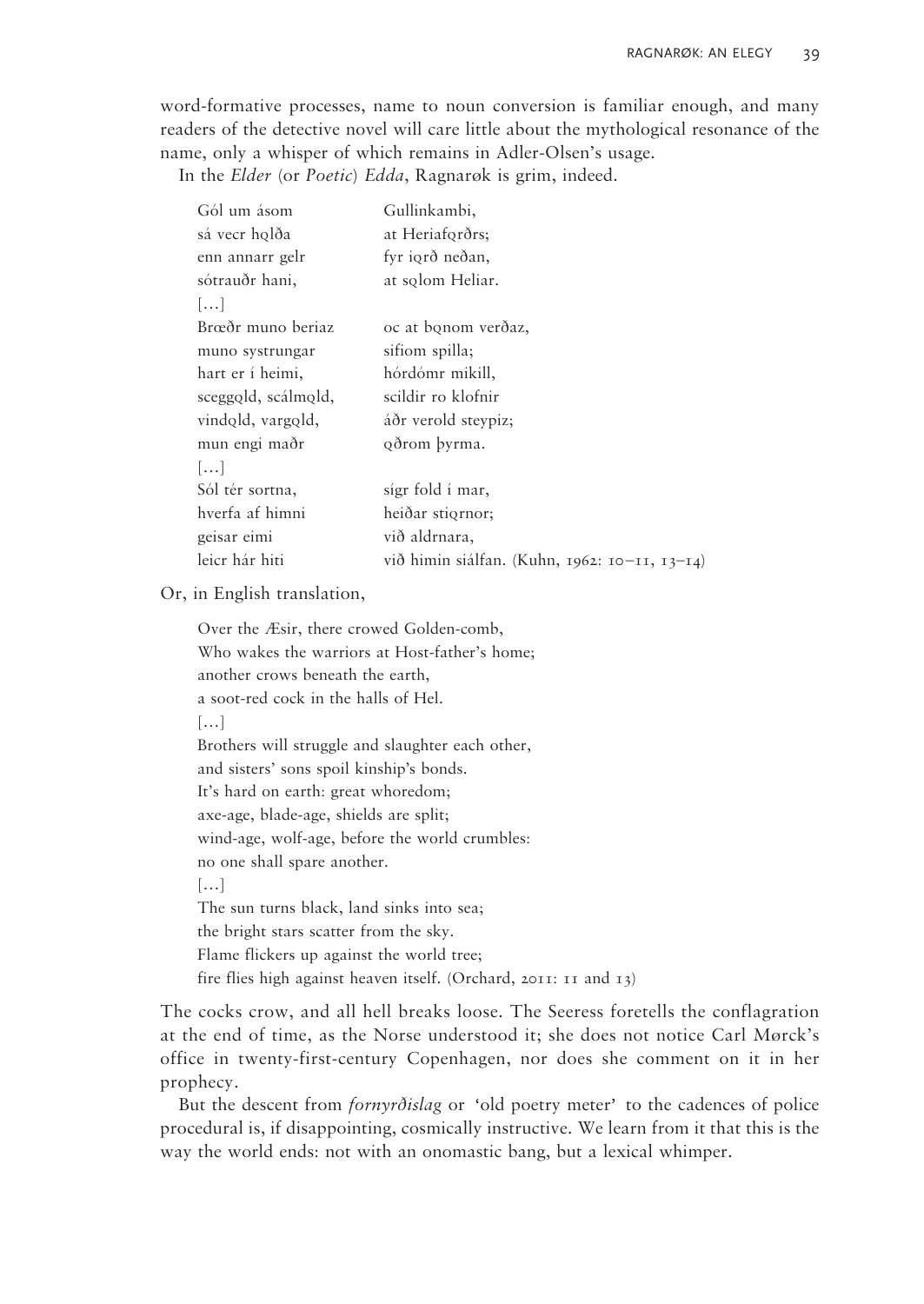word-formative processes, name to noun conversion is familiar enough, and many readers of the detective novel will care little about the mythological resonance of the name, only a whisper of which remains in Adler-Olsen's usage.

In the *Elder* (or *Poetic*) *Edda*, Ragnarøk is grim, indeed.

> Gól um ásom Gullinkambi,  
> sá vecr hǫlða at Heriafǫrðrs;  
> enn annarr gelr fyr iǫrð neðan,  
> sótrauðr hani, at sǫlom Heliar.  
> […]  
> Brœðr muno beriaz oc at bǫnom verðaz,  
> muno systrungar sifiom spilla;  
> hart er í heimi, hórdómr mikill,  
> sceggǫld, scálmǫld, scildir ro klofnir  
> vindǫld, vargǫld, áðr verold steypiz;  
> mun engi maðr ǫðrom þyrma.  
> […]  
> Sól tér sortna, sígr fold í mar,  
> hverfa af himni heiðar stiǫrnor;  
> geisar eimi við aldrnara,  
> leicr hár hiti við himin siálfan. (Kuhn, 1962: 10–11, 13–14)

Or, in English translation,

> Over the Æsir, there crowed Golden-comb,  
> Who wakes the warriors at Host-father's home;  
> another crows beneath the earth,  
> a soot-red cock in the halls of Hel.  
> […]  
> Brothers will struggle and slaughter each other,  
> and sisters' sons spoil kinship's bonds.  
> It's hard on earth: great whoredom;  
> axe-age, blade-age, shields are split;  
> wind-age, wolf-age, before the world crumbles:  
> no one shall spare another.  
> […]  
> The sun turns black, land sinks into sea;  
> the bright stars scatter from the sky.  
> Flame flickers up against the world tree;  
> fire flies high against heaven itself. (Orchard, 2011: 11 and 13)

The cocks crow, and all hell breaks loose. The Seeress foretells the conflagration at the end of time, as the Norse understood it; she does not notice Carl Mørck's office in twenty-first-century Copenhagen, nor does she comment on it in her prophecy.

But the descent from *fornyrðislag* or 'old poetry meter' to the cadences of police procedural is, if disappointing, cosmically instructive. We learn from it that this is the way the world ends: not with an onomastic bang, but a lexical whimper.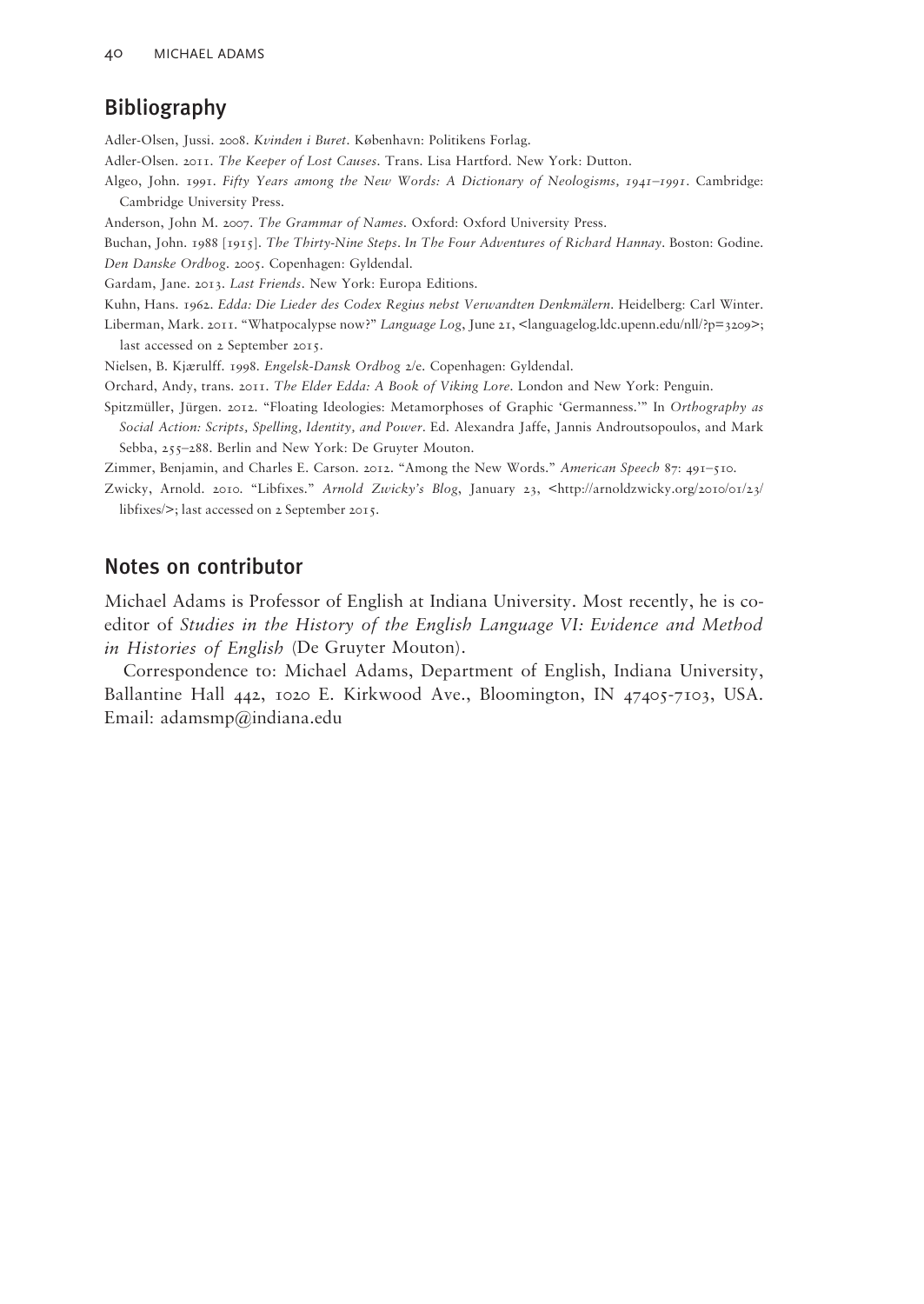## Bibliography

Adler-Olsen, Jussi. 2008. *Kvinden i Buret*. København: Politikens Forlag.

Adler-Olsen. 2011. *The Keeper of Lost Causes*. Trans. Lisa Hartford. New York: Dutton.

Algeo, John. 1991. *Fifty Years among the New Words: A Dictionary of Neologisms, 1941–1991*. Cambridge: Cambridge University Press.

Anderson, John M. 2007. *The Grammar of Names*. Oxford: Oxford University Press.

Buchan, John. 1988 [1915]. *The Thirty-Nine Steps*. *In The Four Adventures of Richard Hannay*. Boston: Godine.

*Den Danske Ordbog*. 2005. Copenhagen: Gyldendal.

Gardam, Jane. 2013. *Last Friends*. New York: Europa Editions.

Kuhn, Hans. 1962. *Edda: Die Lieder des Codex Regius nebst Verwandten Denkmälern*. Heidelberg: Carl Winter.

Liberman, Mark. 2011. "Whatpocalypse now?" *Language Log*, June 21, <languagelog.ldc.upenn.edu/nll/?p=3209>; last accessed on 2 September 2015.

Nielsen, B. Kjærulff. 1998. *Engelsk-Dansk Ordbog* 2/e. Copenhagen: Gyldendal.

Orchard, Andy, trans. 2011. *The Elder Edda: A Book of Viking Lore*. London and New York: Penguin.

Spitzmüller, Jürgen. 2012. "Floating Ideologies: Metamorphoses of Graphic 'Germanness.'" In *Orthography as Social Action: Scripts, Spelling, Identity, and Power*. Ed. Alexandra Jaffe, Jannis Androutsopoulos, and Mark Sebba, 255–288. Berlin and New York: De Gruyter Mouton.

Zimmer, Benjamin, and Charles E. Carson. 2012. "Among the New Words." *American Speech* 87: 491–510.

Zwicky, Arnold. 2010. "Libfixes." *Arnold Zwicky's Blog*, January 23, <http://arnoldzwicky.org/2010/01/23/libfixes/>; last accessed on 2 September 2015.

## Notes on contributor

Michael Adams is Professor of English at Indiana University. Most recently, he is co-editor of *Studies in the History of the English Language VI: Evidence and Method in Histories of English* (De Gruyter Mouton).

Correspondence to: Michael Adams, Department of English, Indiana University, Ballantine Hall 442, 1020 E. Kirkwood Ave., Bloomington, IN 47405-7103, USA. Email: adamsmp@indiana.edu